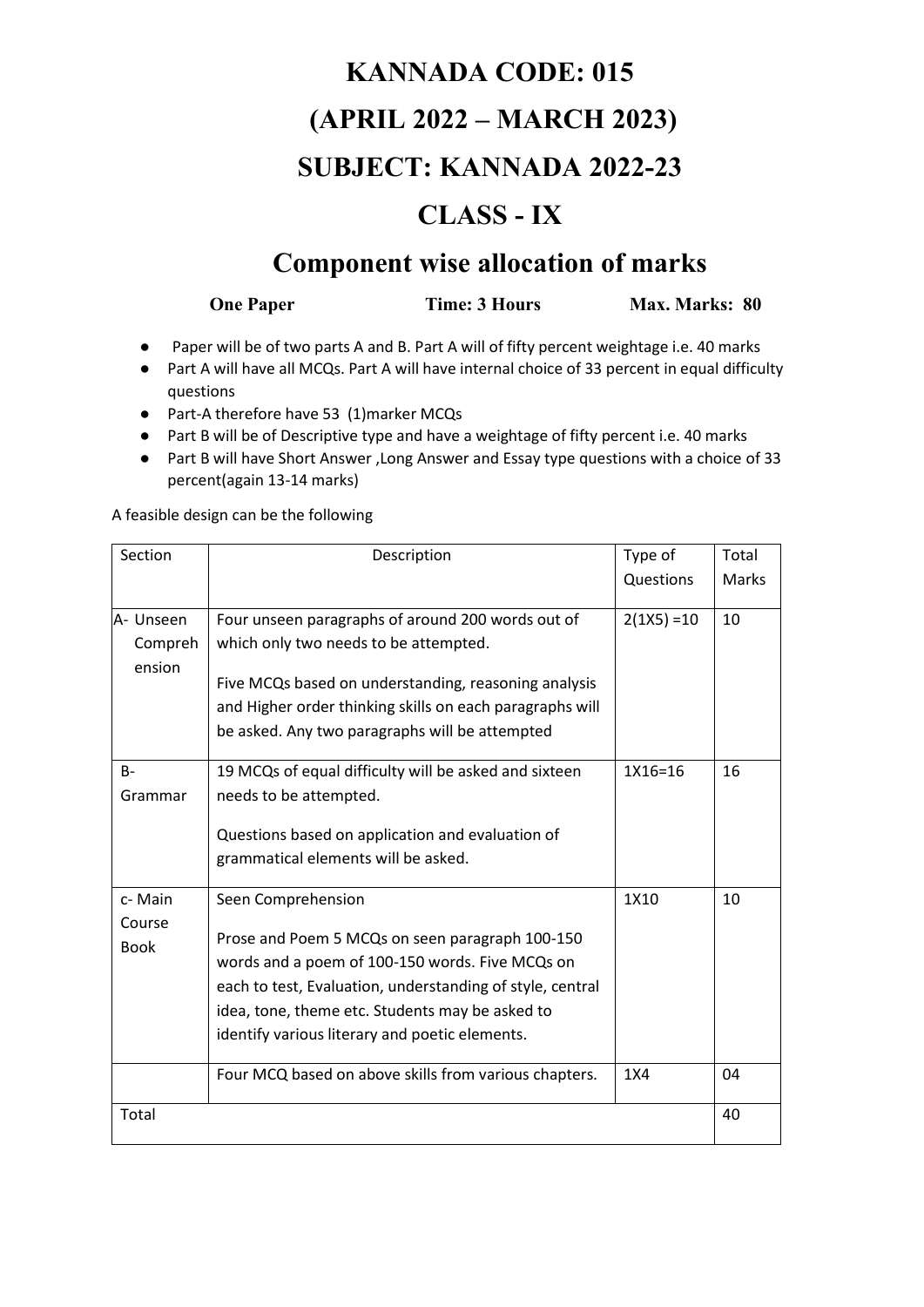# KANNADA CODE: 015

# (APRIL 2022 – MARCH 2023)

# SUBJECT: KANNADA 2022-23

# CLASS - IX

## Component wise allocation of marks

**One Paper** **Time: 3 Hours** **Max. Marks: 80**

- Paper will be of two parts A and B. Part A will of fifty percent weightage i.e. 40 marks
- Part A will have all MCQs. Part A will have internal choice of 33 percent in equal difficulty questions
- Part-A therefore have 53 (1)marker MCQs
- Part B will be of Descriptive type and have a weightage of fifty percent i.e. 40 marks
- Part B will have Short Answer ,Long Answer and Essay type questions with a choice of 33 percent(again 13-14 marks)

A feasible design can be the following

| Section | Description | Type of Questions | Total Marks |
|---|---|---|---|
| A- Unseen Comprehension | Four unseen paragraphs of around 200 words out of which only two needs to be attempted.<br><br>Five MCQs based on understanding, reasoning analysis and Higher order thinking skills on each paragraphs will be asked. Any two paragraphs will be attempted | 2(1X5) =10 | 10 |
| B- Grammar | 19 MCQs of equal difficulty will be asked and sixteen needs to be attempted.<br><br>Questions based on application and evaluation of grammatical elements will be asked. | 1X16=16 | 16 |
| c- Main Course Book | Seen Comprehension<br><br>Prose and Poem 5 MCQs on seen paragraph 100-150 words and a poem of 100-150 words. Five MCQs on each to test, Evaluation, understanding of style, central idea, tone, theme etc. Students may be asked to identify various literary and poetic elements. | 1X10 | 10 |
| | Four MCQ based on above skills from various chapters. | 1X4 | 04 |
| Total | | | 40 |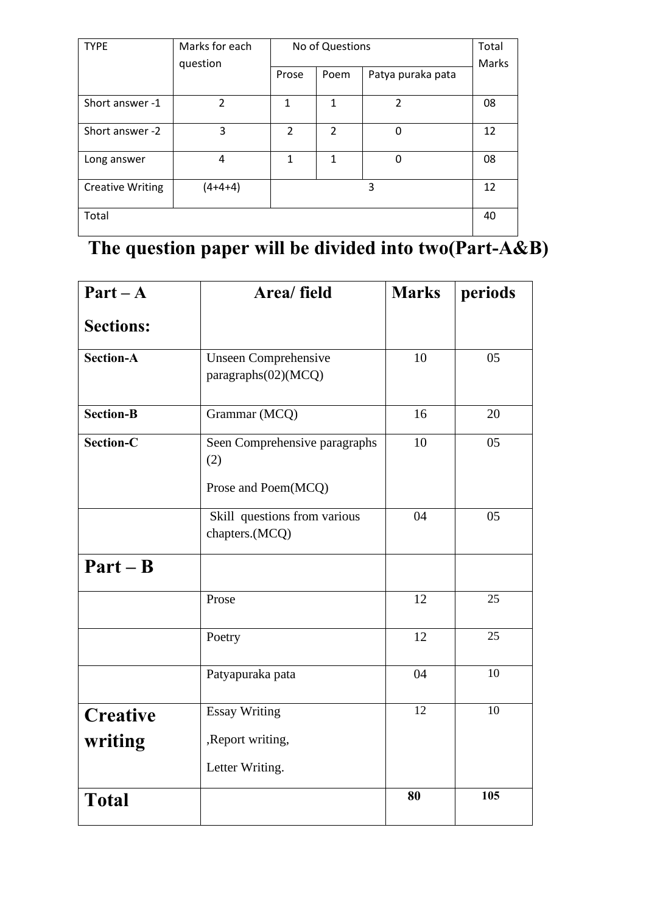| TYPE | Marks for each question | No of Questions | | | Total Marks |
|---|---|---|---|---|---|
| | | Prose | Poem | Patya puraka pata | |
| Short answer -1 | 2 | 1 | 1 | 2 | 08 |
| Short answer -2 | 3 | 2 | 2 | 0 | 12 |
| Long answer | 4 | 1 | 1 | 0 | 08 |
| Creative Writing | (4+4+4) | 3 | | | 12 |
| Total | | | | | 40 |

## The question paper will be divided into two(Part-A&B)

| **Part – A Sections:** | **Area/ field** | **Marks** | **periods** |
|---|---|---|---|
| **Section-A** | Unseen Comprehensive paragraphs(02)(MCQ) | 10 | 05 |
| **Section-B** | Grammar (MCQ) | 16 | 20 |
| **Section-C** | Seen Comprehensive paragraphs (2) Prose and Poem(MCQ) | 10 | 05 |
| | Skill questions from various chapters.(MCQ) | 04 | 05 |
| **Part – B** | | | |
| | Prose | 12 | 25 |
| | Poetry | 12 | 25 |
| | Patyapuraka pata | 04 | 10 |
| **Creative writing** | Essay Writing ,Report writing, Letter Writing. | 12 | 10 |
| **Total** | | **80** | **105** |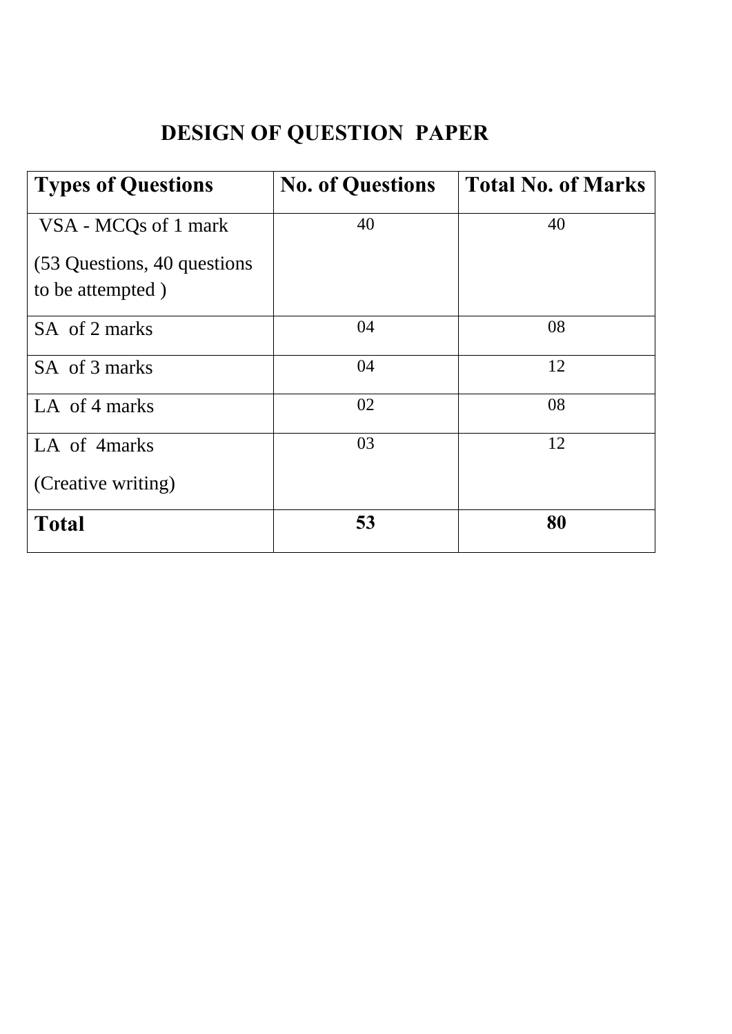# DESIGN OF QUESTION PAPER

| Types of Questions | No. of Questions | Total No. of Marks |
|---|---|---|
| VSA - MCQs of 1 mark (53 Questions, 40 questions to be attempted ) | 40 | 40 |
| SA of 2 marks | 04 | 08 |
| SA of 3 marks | 04 | 12 |
| LA of 4 marks | 02 | 08 |
| LA of 4marks (Creative writing) | 03 | 12 |
| **Total** | **53** | **80** |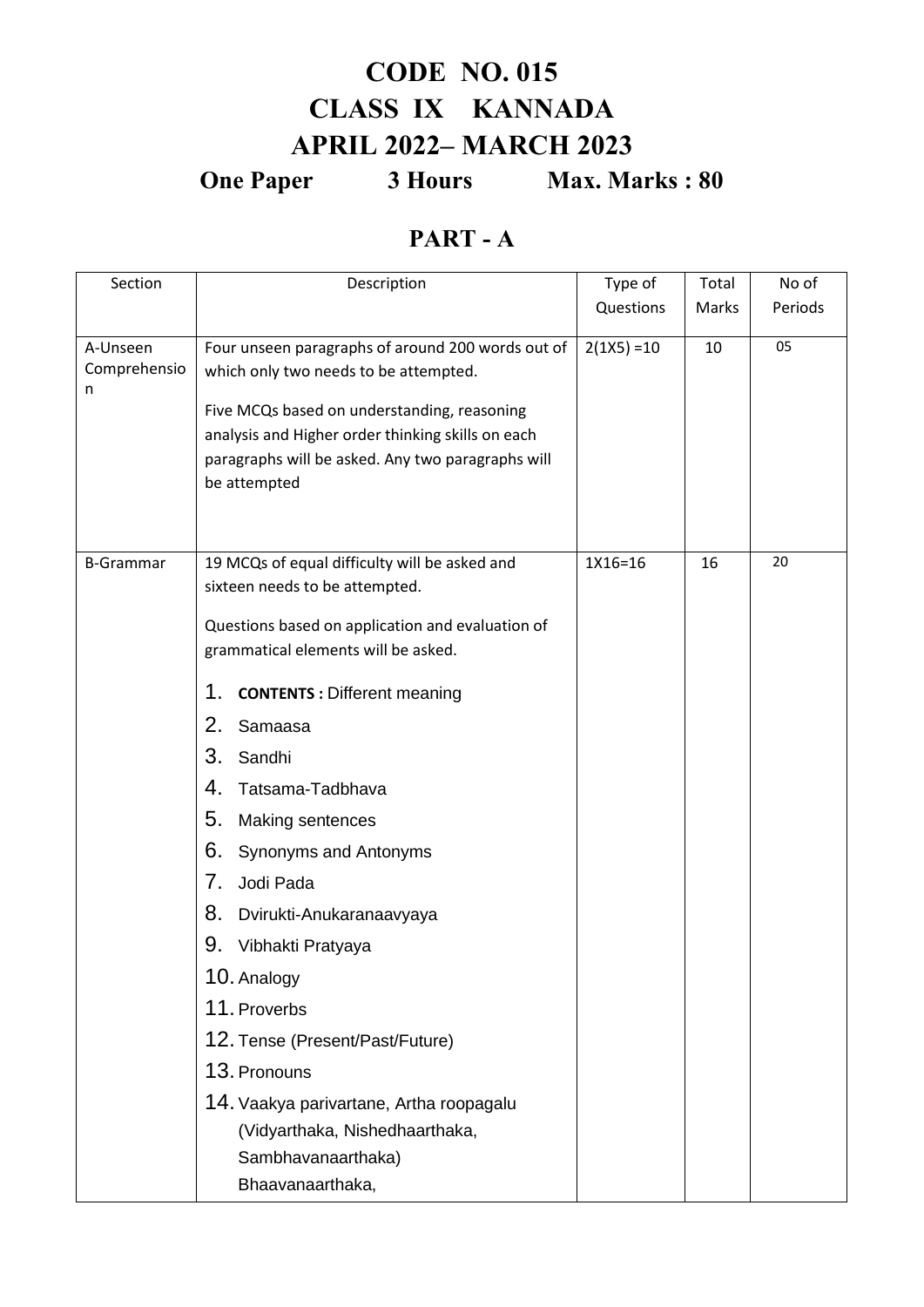# CODE NO. 015
# CLASS IX KANNADA
# APRIL 2022– MARCH 2023

**One Paper 3 Hours Max. Marks : 80**

## PART - A

| Section | Description | Type of Questions | Total Marks | No of Periods |
|---|---|---|---|---|
| A-Unseen Comprehension | Four unseen paragraphs of around 200 words out of which only two needs to be attempted.<br><br>Five MCQs based on understanding, reasoning analysis and Higher order thinking skills on each paragraphs will be asked. Any two paragraphs will be attempted | 2(1X5) =10 | 10 | 05 |
| B-Grammar | 19 MCQs of equal difficulty will be asked and sixteen needs to be attempted.<br><br>Questions based on application and evaluation of grammatical elements will be asked.<br><br>1. **CONTENTS :** Different meaning<br>2. Samaasa<br>3. Sandhi<br>4. Tatsama-Tadbhava<br>5. Making sentences<br>6. Synonyms and Antonyms<br>7. Jodi Pada<br>8. Dvirukti-Anukaranaavyaya<br>9. Vibhakti Pratyaya<br>10. Analogy<br>11. Proverbs<br>12. Tense (Present/Past/Future)<br>13. Pronouns<br>14. Vaakya parivartane, Artha roopagalu (Vidyarthaka, Nishedhaarthaka, Sambhavanaarthaka) Bhaavanaarthaka, | 1X16=16 | 16 | 20 |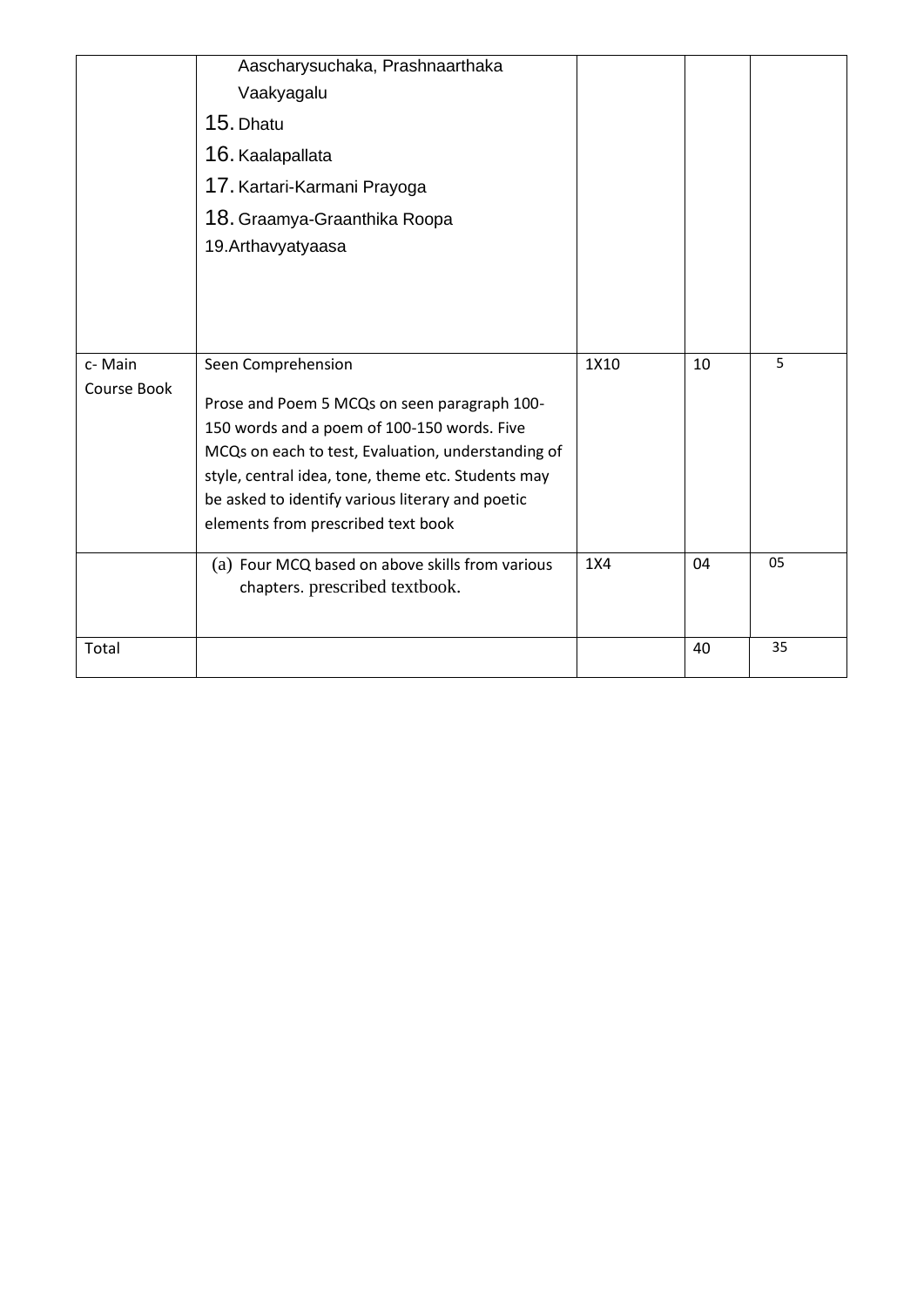| | | | | |
|---|---|---|---|---|
| | Aascharysuchaka, Prashnaarthaka Vaakyagalu<br>15. Dhatu<br>16. Kaalapallata<br>17. Kartari-Karmani Prayoga<br>18. Graamya-Graanthika Roopa<br>19.Arthavyatyaasa | | | |
| c- Main Course Book | Seen Comprehension<br><br>Prose and Poem 5 MCQs on seen paragraph 100-150 words and a poem of 100-150 words. Five MCQs on each to test, Evaluation, understanding of style, central idea, tone, theme etc. Students may be asked to identify various literary and poetic elements from prescribed text book | 1X10 | 10 | 5 |
| | (a) Four MCQ based on above skills from various chapters. prescribed textbook. | 1X4 | 04 | 05 |
| Total | | | 40 | 35 |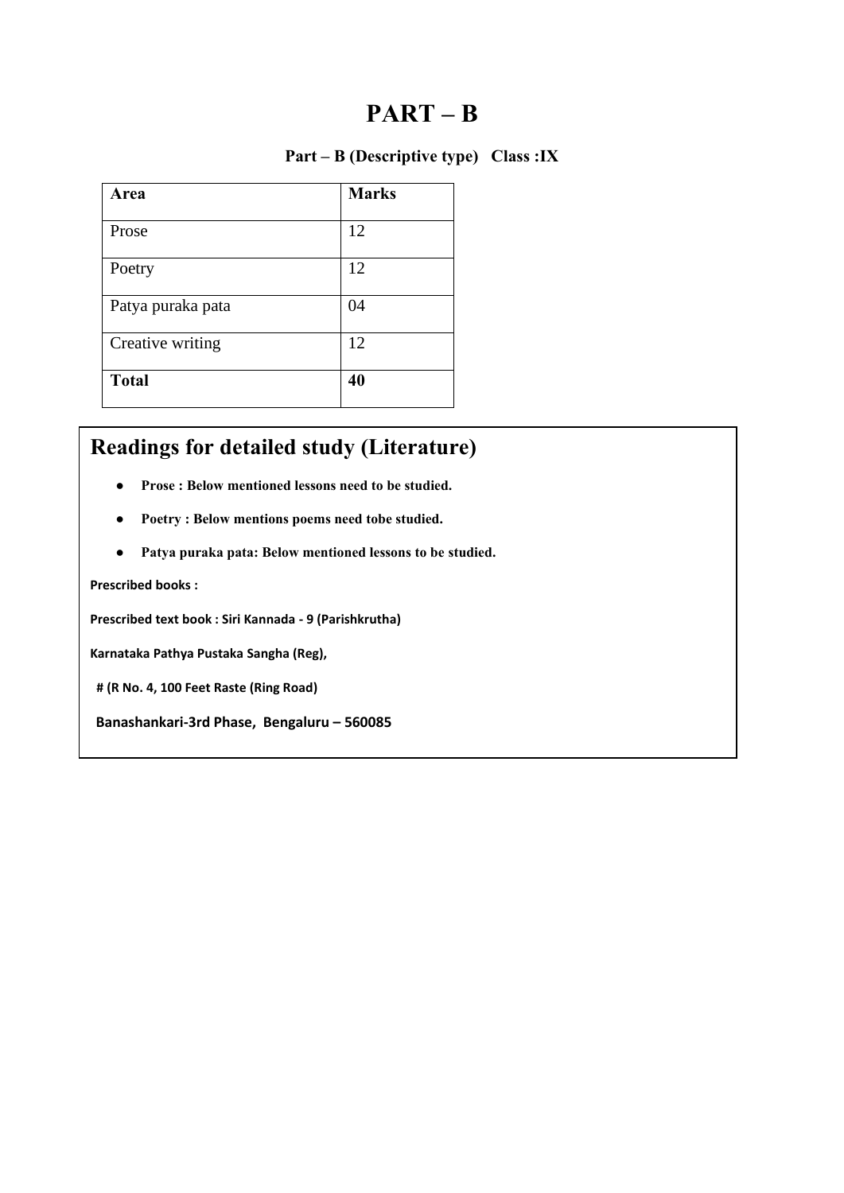# PART – B

**Part – B (Descriptive type) Class :IX**

| **Area** | **Marks** |
|---|---|
| Prose | 12 |
| Poetry | 12 |
| Patya puraka pata | 04 |
| Creative writing | 12 |
| **Total** | **40** |

## Readings for detailed study (Literature)

- **Prose : Below mentioned lessons need to be studied.**
- **Poetry : Below mentions poems need tobe studied.**
- **Patya puraka pata: Below mentioned lessons to be studied.**

**Prescribed books :**

**Prescribed text book : Siri Kannada - 9 (Parishkrutha)**

**Karnataka Pathya Pustaka Sangha (Reg),**

**# (R No. 4, 100 Feet Raste (Ring Road)**

**Banashankari-3rd Phase, Bengaluru – 560085**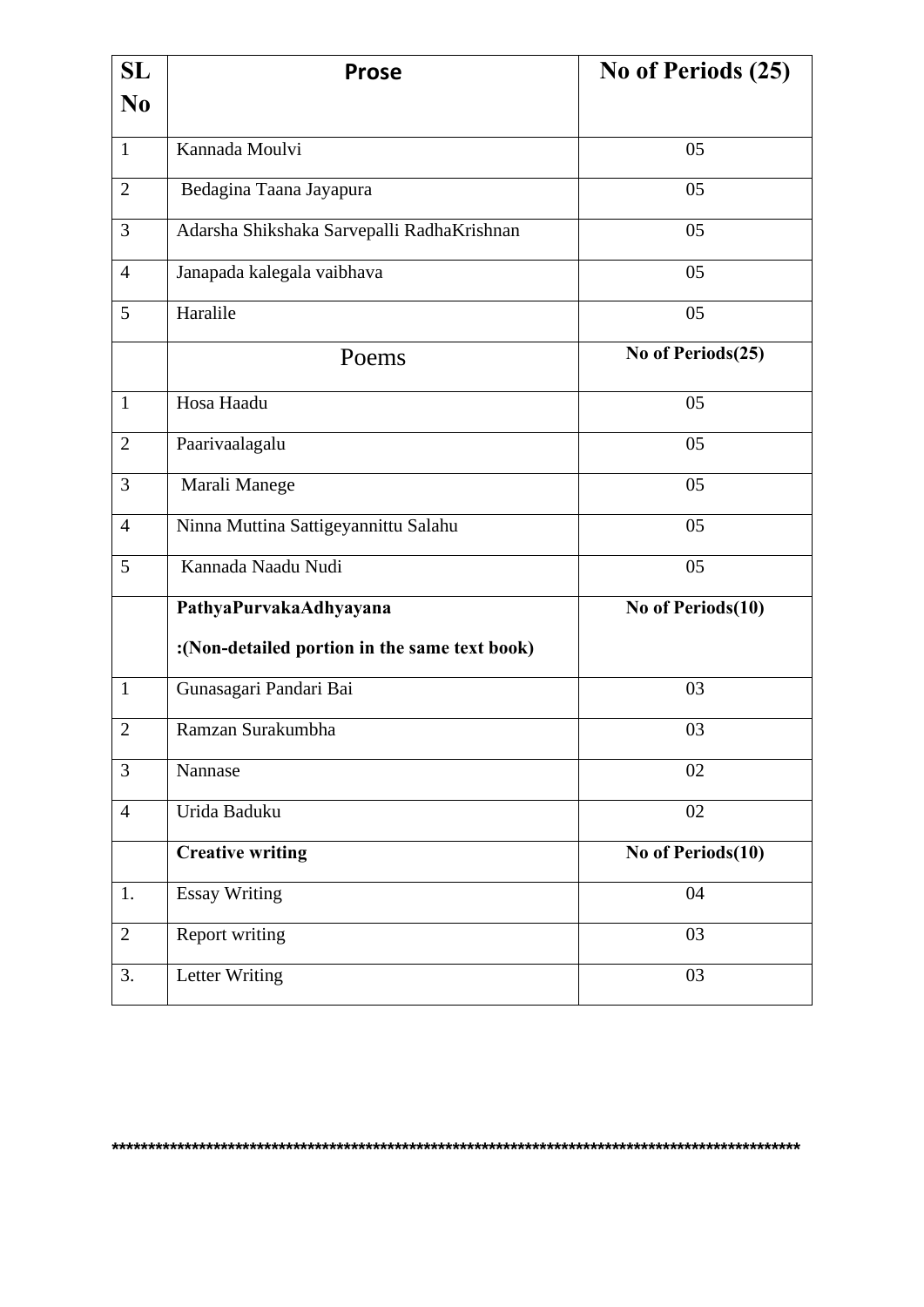| SL No | **Prose** | **No of Periods (25)** |
|---|---|---|
| 1 | Kannada Moulvi | 05 |
| 2 | Bedagina Taana Jayapura | 05 |
| 3 | Adarsha Shikshaka Sarvepalli RadhaKrishnan | 05 |
| 4 | Janapada kalegala vaibhava | 05 |
| 5 | Haralile | 05 |
| | Poems | **No of Periods(25)** |
| 1 | Hosa Haadu | 05 |
| 2 | Paarivaalagalu | 05 |
| 3 | Marali Manege | 05 |
| 4 | Ninna Muttina Sattigeyannittu Salahu | 05 |
| 5 | Kannada Naadu Nudi | 05 |
| | **PathyaPurvakaAdhyayana** **:(Non-detailed portion in the same text book)** | **No of Periods(10)** |
| 1 | Gunasagari Pandari Bai | 03 |
| 2 | Ramzan Surakumbha | 03 |
| 3 | Nannase | 02 |
| 4 | Urida Baduku | 02 |
| | **Creative writing** | **No of Periods(10)** |
| 1. | Essay Writing | 04 |
| 2 | Report writing | 03 |
| 3. | Letter Writing | 03 |

**************************************************************************************************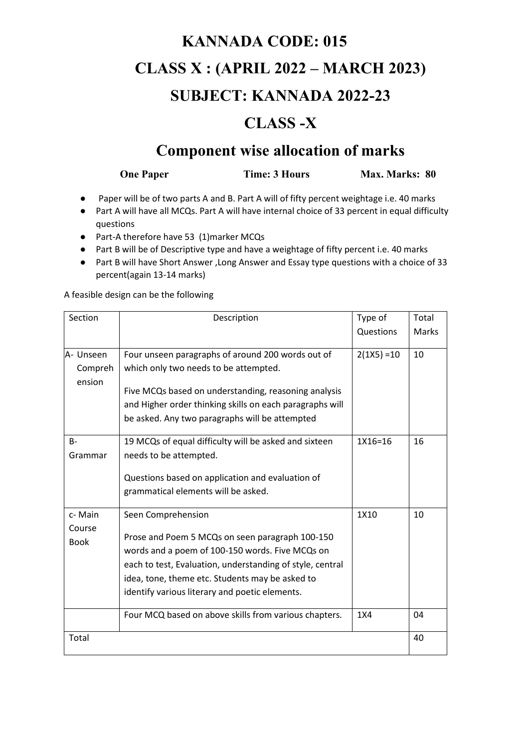# KANNADA CODE: 015

# CLASS X : (APRIL 2022 – MARCH 2023)

# SUBJECT: KANNADA 2022-23

# CLASS -X

## Component wise allocation of marks

**One Paper** **Time: 3 Hours** **Max. Marks: 80**

- Paper will be of two parts A and B. Part A will of fifty percent weightage i.e. 40 marks
- Part A will have all MCQs. Part A will have internal choice of 33 percent in equal difficulty questions
- Part-A therefore have 53 (1)marker MCQs
- Part B will be of Descriptive type and have a weightage of fifty percent i.e. 40 marks
- Part B will have Short Answer ,Long Answer and Essay type questions with a choice of 33 percent(again 13-14 marks)

A feasible design can be the following

| Section | Description | Type of Questions | Total Marks |
|---|---|---|---|
| A- Unseen Comprehension | Four unseen paragraphs of around 200 words out of which only two needs to be attempted.<br>Five MCQs based on understanding, reasoning analysis and Higher order thinking skills on each paragraphs will be asked. Any two paragraphs will be attempted | 2(1X5) =10 | 10 |
| B- Grammar | 19 MCQs of equal difficulty will be asked and sixteen needs to be attempted.<br>Questions based on application and evaluation of grammatical elements will be asked. | 1X16=16 | 16 |
| c- Main Course Book | Seen Comprehension<br>Prose and Poem 5 MCQs on seen paragraph 100-150 words and a poem of 100-150 words. Five MCQs on each to test, Evaluation, understanding of style, central idea, tone, theme etc. Students may be asked to identify various literary and poetic elements. | 1X10 | 10 |
| | Four MCQ based on above skills from various chapters. | 1X4 | 04 |
| Total | | | 40 |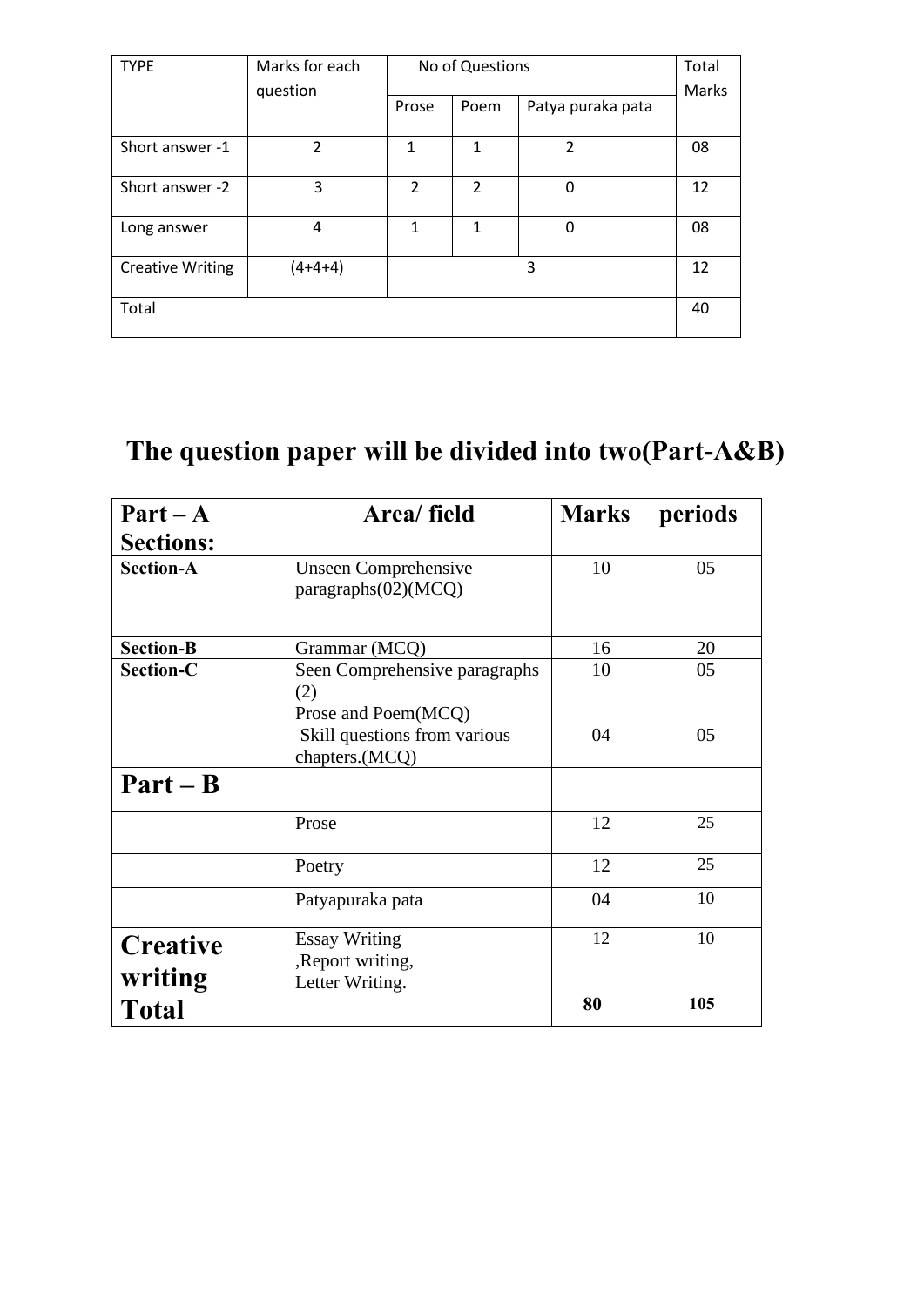| TYPE | Marks for each question | No of Questions | | | Total Marks |
|---|---|---|---|---|---|
| | | Prose | Poem | Patya puraka pata | |
| Short answer -1 | 2 | 1 | 1 | 2 | 08 |
| Short answer -2 | 3 | 2 | 2 | 0 | 12 |
| Long answer | 4 | 1 | 1 | 0 | 08 |
| Creative Writing | (4+4+4) | 3 | | | 12 |
| Total | | | | | 40 |

# The question paper will be divided into two(Part-A&B)

| **Part – A Sections:** | **Area/ field** | **Marks** | **periods** |
|---|---|---|---|
| **Section-A** | Unseen Comprehensive paragraphs(02)(MCQ) | 10 | 05 |
| **Section-B** | Grammar (MCQ) | 16 | 20 |
| **Section-C** | Seen Comprehensive paragraphs (2)<br>Prose and Poem(MCQ) | 10 | 05 |
| | Skill questions from various chapters.(MCQ) | 04 | 05 |
| **Part – B** | | | |
| | Prose | 12 | 25 |
| | Poetry | 12 | 25 |
| | Patyapuraka pata | 04 | 10 |
| **Creative writing** | Essay Writing<br>,Report writing,<br>Letter Writing. | 12 | 10 |
| **Total** | | **80** | **105** |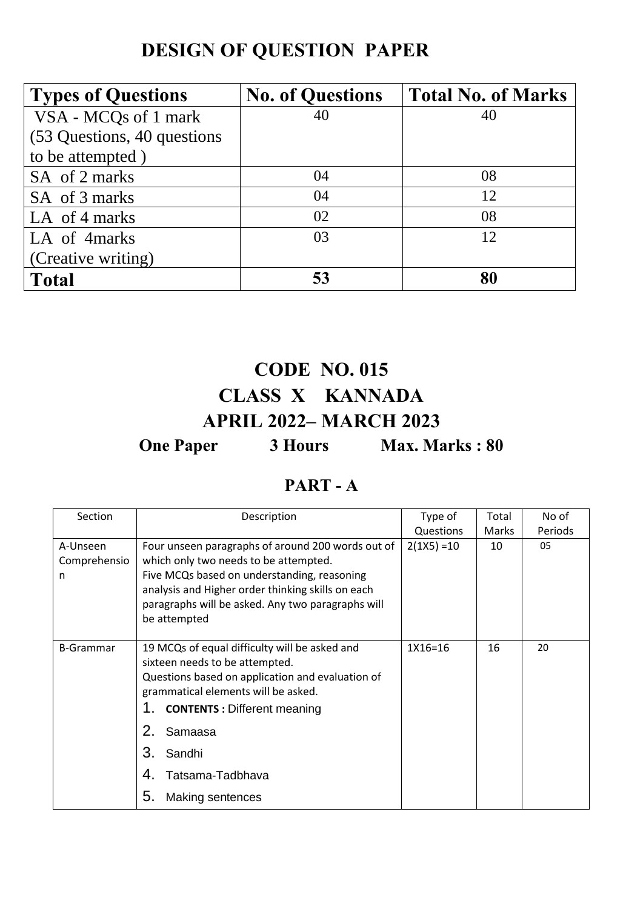## DESIGN OF QUESTION PAPER

| Types of Questions | No. of Questions | Total No. of Marks |
|---|---|---|
| VSA - MCQs of 1 mark (53 Questions, 40 questions to be attempted ) | 40 | 40 |
| SA of 2 marks | 04 | 08 |
| SA of 3 marks | 04 | 12 |
| LA of 4 marks | 02 | 08 |
| LA of 4marks (Creative writing) | 03 | 12 |
| **Total** | **53** | **80** |

# CODE NO. 015
# CLASS X KANNADA
# APRIL 2022– MARCH 2023

**One Paper 3 Hours Max. Marks : 80**

## PART - A

| Section | Description | Type of Questions | Total Marks | No of Periods |
|---|---|---|---|---|
| A-Unseen Comprehension | Four unseen paragraphs of around 200 words out of which only two needs to be attempted. Five MCQs based on understanding, reasoning analysis and Higher order thinking skills on each paragraphs will be asked. Any two paragraphs will be attempted | 2(1X5) =10 | 10 | 05 |
| B-Grammar | 19 MCQs of equal difficulty will be asked and sixteen needs to be attempted. Questions based on application and evaluation of grammatical elements will be asked. 1. **CONTENTS :** Different meaning 2. Samaasa 3. Sandhi 4. Tatsama-Tadbhava 5. Making sentences | 1X16=16 | 16 | 20 |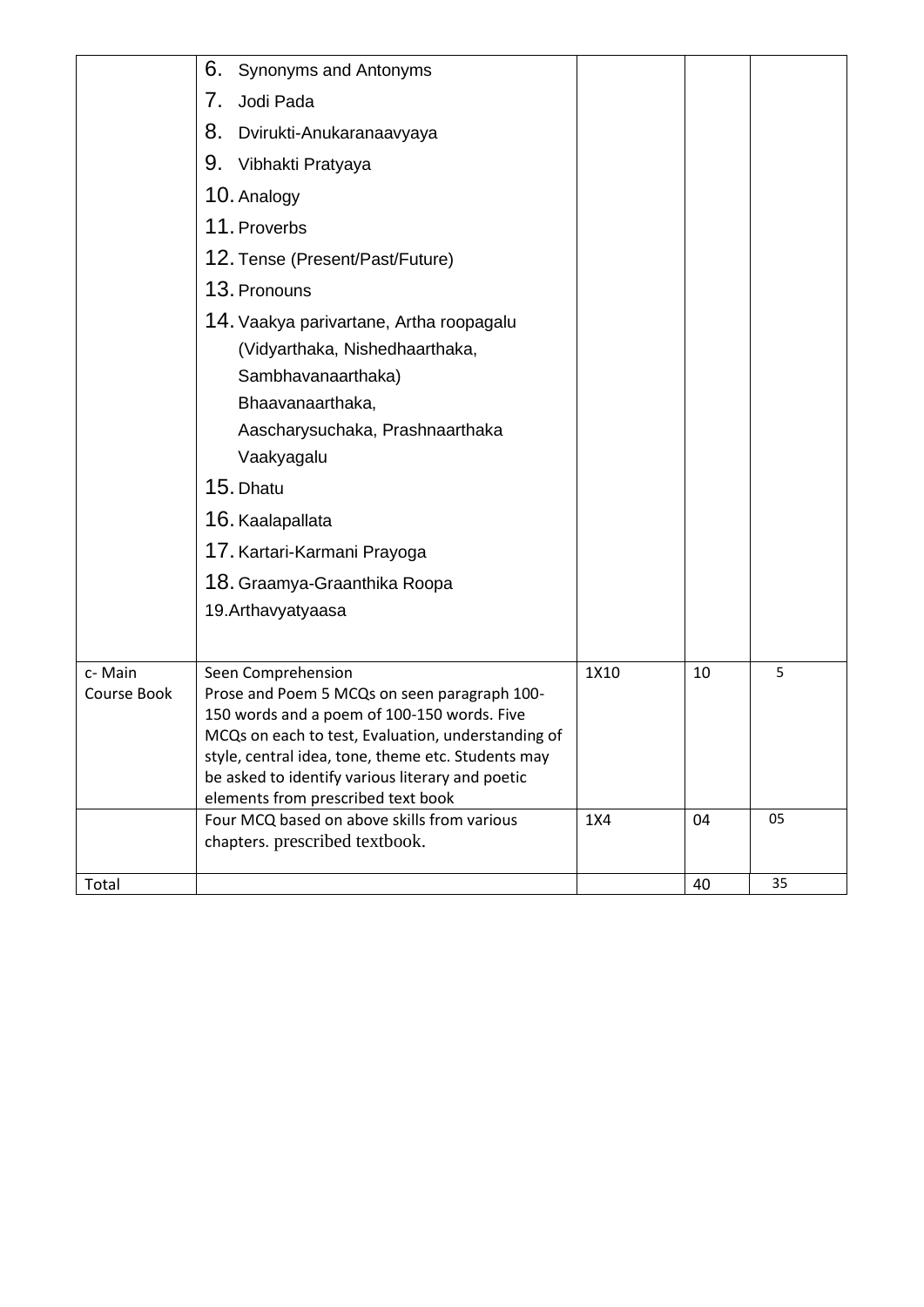| | | | | |
|---|---|---|---|---|
| | 6. Synonyms and Antonyms<br>7. Jodi Pada<br>8. Dvirukti-Anukaranaavyaya<br>9. Vibhakti Pratyaya<br>10. Analogy<br>11. Proverbs<br>12. Tense (Present/Past/Future)<br>13. Pronouns<br>14. Vaakya parivartane, Artha roopagalu (Vidyarthaka, Nishedhaarthaka, Sambhavanaarthaka) Bhaavanaarthaka, Aascharysuchaka, Prashnaarthaka Vaakyagalu<br>15. Dhatu<br>16. Kaalapallata<br>17. Kartari-Karmani Prayoga<br>18. Graamya-Graanthika Roopa<br>19.Arthavyatyaasa | | | |
| c- Main Course Book | Seen Comprehension<br>Prose and Poem 5 MCQs on seen paragraph 100-150 words and a poem of 100-150 words. Five MCQs on each to test, Evaluation, understanding of style, central idea, tone, theme etc. Students may be asked to identify various literary and poetic elements from prescribed text book | 1X10 | 10 | 5 |
| | Four MCQ based on above skills from various chapters. prescribed textbook. | 1X4 | 04 | 05 |
| Total | | | 40 | 35 |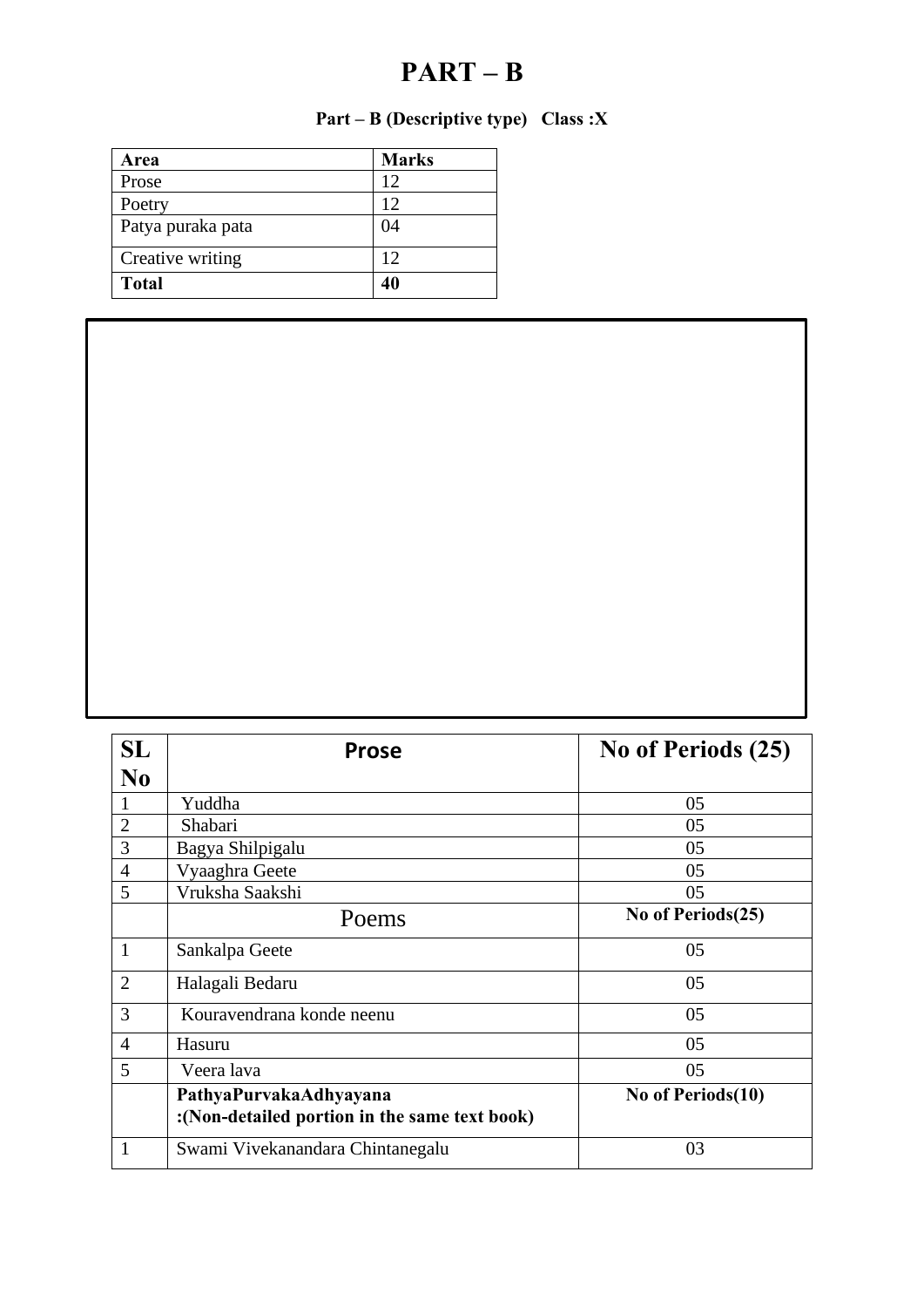# PART – B

**Part – B (Descriptive type) Class :X**

| Area | Marks |
|---|---|
| Prose | 12 |
| Poetry | 12 |
| Patya puraka pata | 04 |
| Creative writing | 12 |
| **Total** | **40** |

| SL No | Prose | No of Periods (25) |
|---|---|---|
| 1 | Yuddha | 05 |
| 2 | Shabari | 05 |
| 3 | Bagya Shilpigalu | 05 |
| 4 | Vyaaghra Geete | 05 |
| 5 | Vruksha Saakshi | 05 |
| | Poems | **No of Periods(25)** |
| 1 | Sankalpa Geete | 05 |
| 2 | Halagali Bedaru | 05 |
| 3 | Kouravendrana konde neenu | 05 |
| 4 | Hasuru | 05 |
| 5 | Veera lava | 05 |
| | **PathyaPurvakaAdhyayana :(Non-detailed portion in the same text book)** | **No of Periods(10)** |
| 1 | Swami Vivekanandara Chintanegalu | 03 |